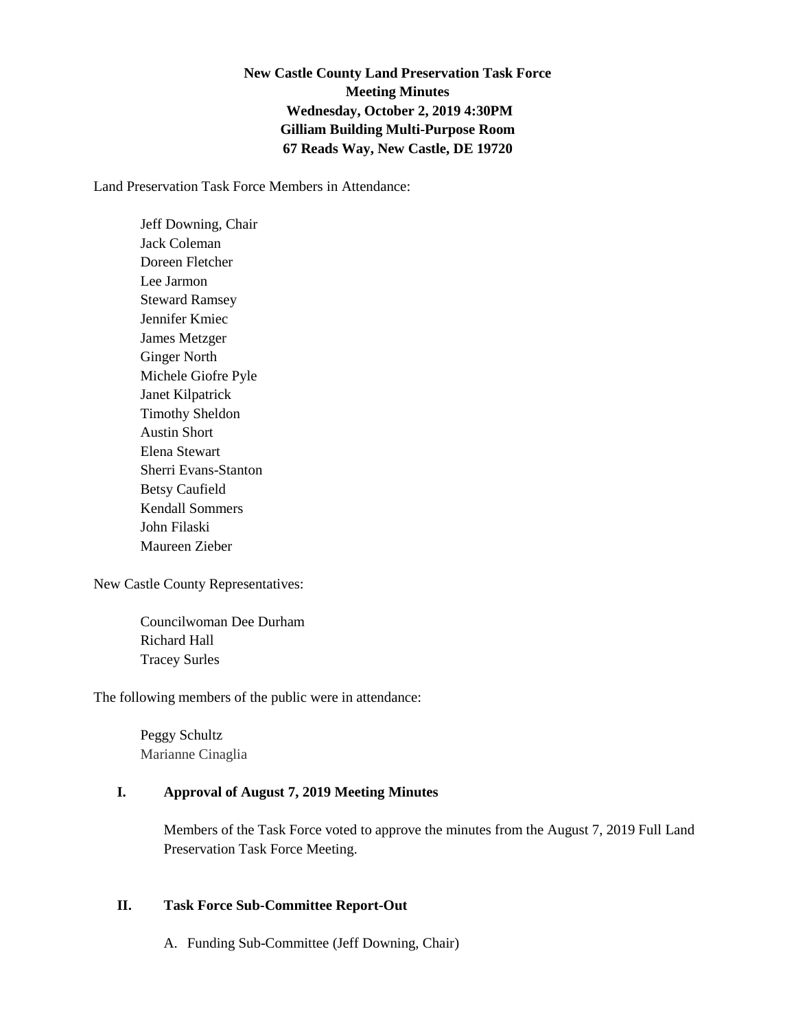**New Castle County Land Preservation Task Force**
**Meeting Minutes**
**Wednesday, October 2, 2019 4:30PM**
**Gilliam Building Multi-Purpose Room**
**67 Reads Way, New Castle, DE 19720**

Land Preservation Task Force Members in Attendance:

Jeff Downing, Chair
Jack Coleman
Doreen Fletcher
Lee Jarmon
Steward Ramsey
Jennifer Kmiec
James Metzger
Ginger North
Michele Giofre Pyle
Janet Kilpatrick
Timothy Sheldon
Austin Short
Elena Stewart
Sherri Evans-Stanton
Betsy Caufield
Kendall Sommers
John Filaski
Maureen Zieber

New Castle County Representatives:

Councilwoman Dee Durham
Richard Hall
Tracey Surles

The following members of the public were in attendance:

Peggy Schultz
Marianne Cinaglia

## I. Approval of August 7, 2019 Meeting Minutes

Members of the Task Force voted to approve the minutes from the August 7, 2019 Full Land Preservation Task Force Meeting.

## II. Task Force Sub-Committee Report-Out

A. Funding Sub-Committee (Jeff Downing, Chair)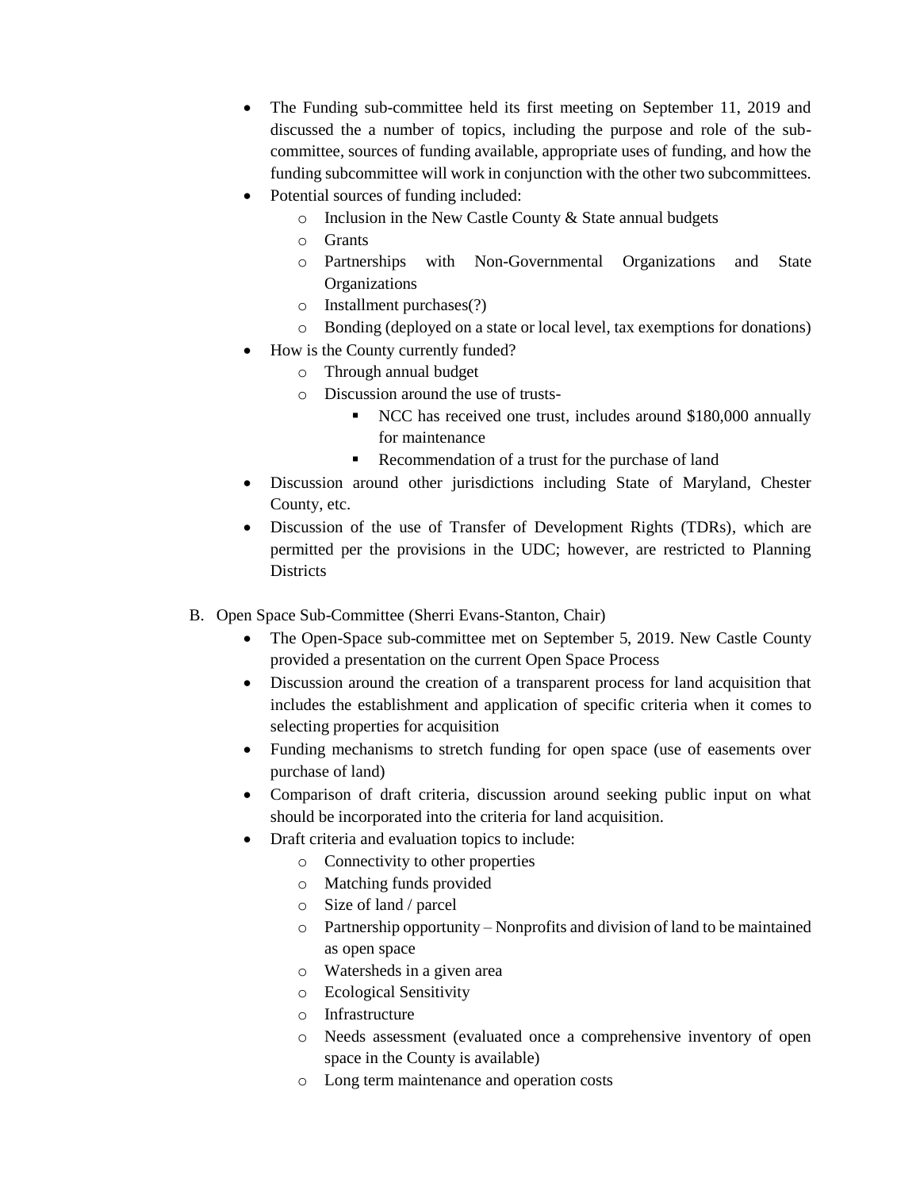- The Funding sub-committee held its first meeting on September 11, 2019 and discussed the a number of topics, including the purpose and role of the sub-committee, sources of funding available, appropriate uses of funding, and how the funding subcommittee will work in conjunction with the other two subcommittees.
- Potential sources of funding included:
  - Inclusion in the New Castle County & State annual budgets
  - Grants
  - Partnerships with Non-Governmental Organizations and State Organizations
  - Installment purchases(?)
  - Bonding (deployed on a state or local level, tax exemptions for donations)
- How is the County currently funded?
  - Through annual budget
  - Discussion around the use of trusts-
    - NCC has received one trust, includes around $180,000 annually for maintenance
    - Recommendation of a trust for the purchase of land
- Discussion around other jurisdictions including State of Maryland, Chester County, etc.
- Discussion of the use of Transfer of Development Rights (TDRs), which are permitted per the provisions in the UDC; however, are restricted to Planning Districts

B. Open Space Sub-Committee (Sherri Evans-Stanton, Chair)

- The Open-Space sub-committee met on September 5, 2019. New Castle County provided a presentation on the current Open Space Process
- Discussion around the creation of a transparent process for land acquisition that includes the establishment and application of specific criteria when it comes to selecting properties for acquisition
- Funding mechanisms to stretch funding for open space (use of easements over purchase of land)
- Comparison of draft criteria, discussion around seeking public input on what should be incorporated into the criteria for land acquisition.
- Draft criteria and evaluation topics to include:
  - Connectivity to other properties
  - Matching funds provided
  - Size of land / parcel
  - Partnership opportunity – Nonprofits and division of land to be maintained as open space
  - Watersheds in a given area
  - Ecological Sensitivity
  - Infrastructure
  - Needs assessment (evaluated once a comprehensive inventory of open space in the County is available)
  - Long term maintenance and operation costs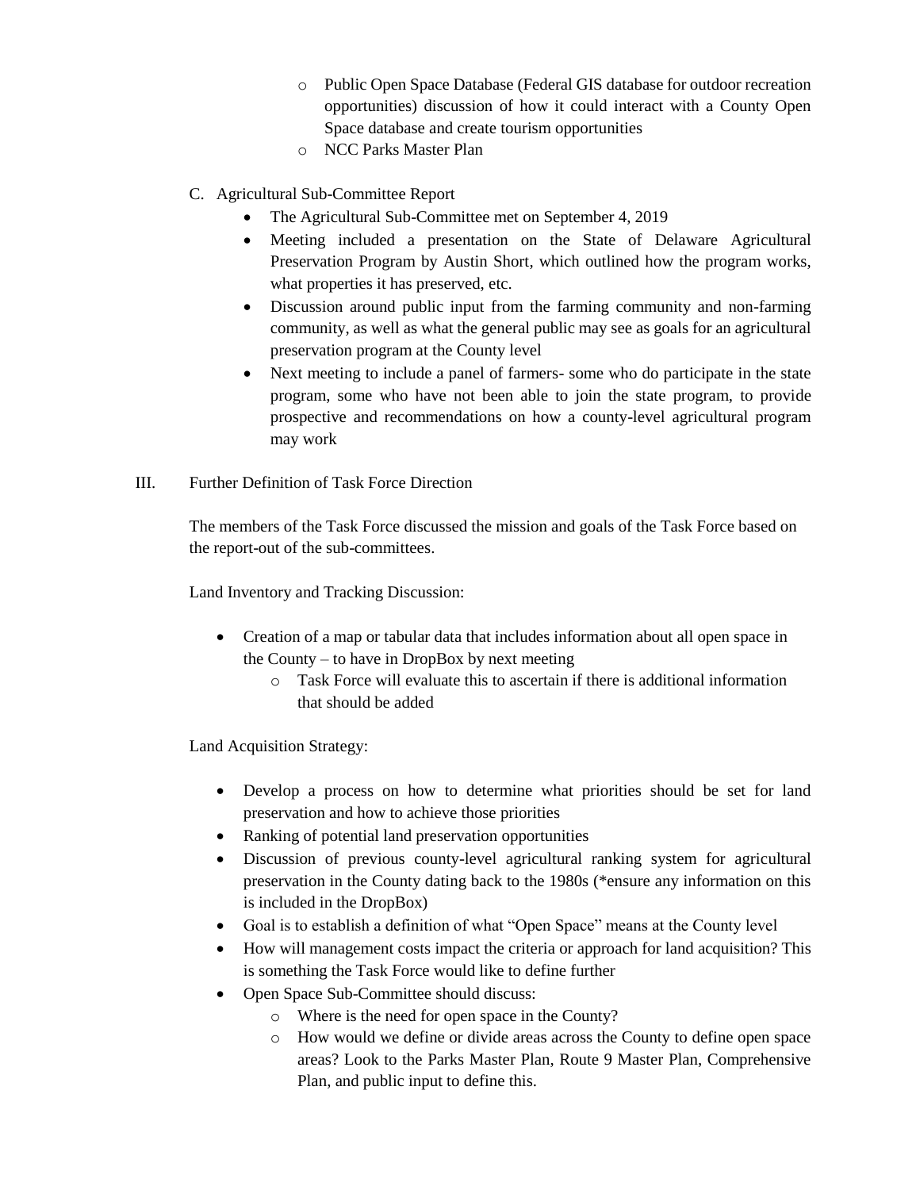- Public Open Space Database (Federal GIS database for outdoor recreation opportunities) discussion of how it could interact with a County Open Space database and create tourism opportunities
    - NCC Parks Master Plan

C. Agricultural Sub-Committee Report

- The Agricultural Sub-Committee met on September 4, 2019
- Meeting included a presentation on the State of Delaware Agricultural Preservation Program by Austin Short, which outlined how the program works, what properties it has preserved, etc.
- Discussion around public input from the farming community and non-farming community, as well as what the general public may see as goals for an agricultural preservation program at the County level
- Next meeting to include a panel of farmers- some who do participate in the state program, some who have not been able to join the state program, to provide prospective and recommendations on how a county-level agricultural program may work

III. Further Definition of Task Force Direction

The members of the Task Force discussed the mission and goals of the Task Force based on the report-out of the sub-committees.

Land Inventory and Tracking Discussion:

- Creation of a map or tabular data that includes information about all open space in the County – to have in DropBox by next meeting
    - Task Force will evaluate this to ascertain if there is additional information that should be added

Land Acquisition Strategy:

- Develop a process on how to determine what priorities should be set for land preservation and how to achieve those priorities
- Ranking of potential land preservation opportunities
- Discussion of previous county-level agricultural ranking system for agricultural preservation in the County dating back to the 1980s (*ensure any information on this is included in the DropBox)
- Goal is to establish a definition of what "Open Space" means at the County level
- How will management costs impact the criteria or approach for land acquisition? This is something the Task Force would like to define further
- Open Space Sub-Committee should discuss:
    - Where is the need for open space in the County?
    - How would we define or divide areas across the County to define open space areas? Look to the Parks Master Plan, Route 9 Master Plan, Comprehensive Plan, and public input to define this.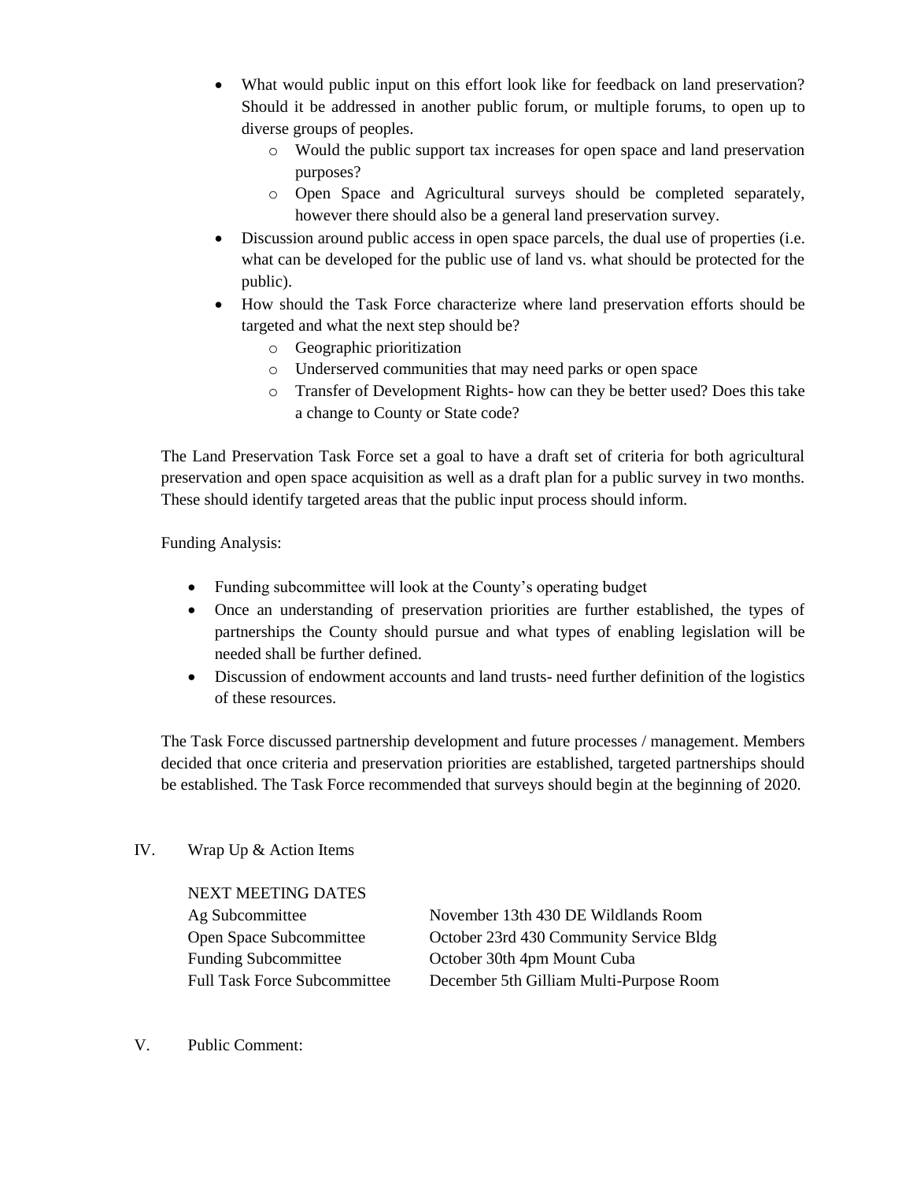- What would public input on this effort look like for feedback on land preservation? Should it be addressed in another public forum, or multiple forums, to open up to diverse groups of peoples.
  - Would the public support tax increases for open space and land preservation purposes?
  - Open Space and Agricultural surveys should be completed separately, however there should also be a general land preservation survey.
- Discussion around public access in open space parcels, the dual use of properties (i.e. what can be developed for the public use of land vs. what should be protected for the public).
- How should the Task Force characterize where land preservation efforts should be targeted and what the next step should be?
  - Geographic prioritization
  - Underserved communities that may need parks or open space
  - Transfer of Development Rights- how can they be better used? Does this take a change to County or State code?

The Land Preservation Task Force set a goal to have a draft set of criteria for both agricultural preservation and open space acquisition as well as a draft plan for a public survey in two months. These should identify targeted areas that the public input process should inform.

Funding Analysis:

- Funding subcommittee will look at the County's operating budget
- Once an understanding of preservation priorities are further established, the types of partnerships the County should pursue and what types of enabling legislation will be needed shall be further defined.
- Discussion of endowment accounts and land trusts- need further definition of the logistics of these resources.

The Task Force discussed partnership development and future processes / management. Members decided that once criteria and preservation priorities are established, targeted partnerships should be established. The Task Force recommended that surveys should begin at the beginning of 2020.

IV. Wrap Up & Action Items

NEXT MEETING DATES

| | |
|---|---|
| Ag Subcommittee | November 13th 430 DE Wildlands Room |
| Open Space Subcommittee | October 23rd 430 Community Service Bldg |
| Funding Subcommittee | October 30th 4pm Mount Cuba |
| Full Task Force Subcommittee | December 5th Gilliam Multi-Purpose Room |

V. Public Comment: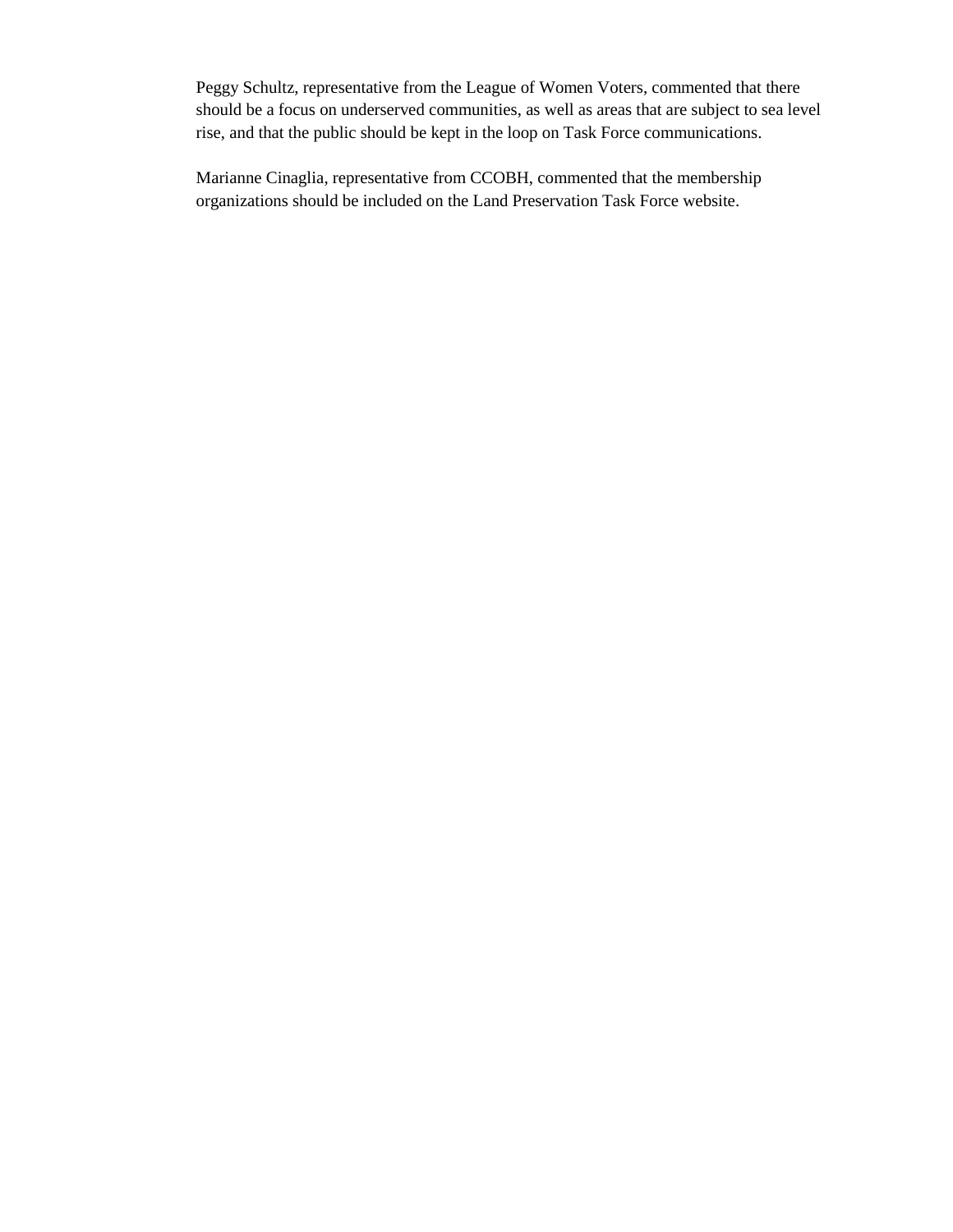Peggy Schultz, representative from the League of Women Voters, commented that there should be a focus on underserved communities, as well as areas that are subject to sea level rise, and that the public should be kept in the loop on Task Force communications.

Marianne Cinaglia, representative from CCOBH, commented that the membership organizations should be included on the Land Preservation Task Force website.